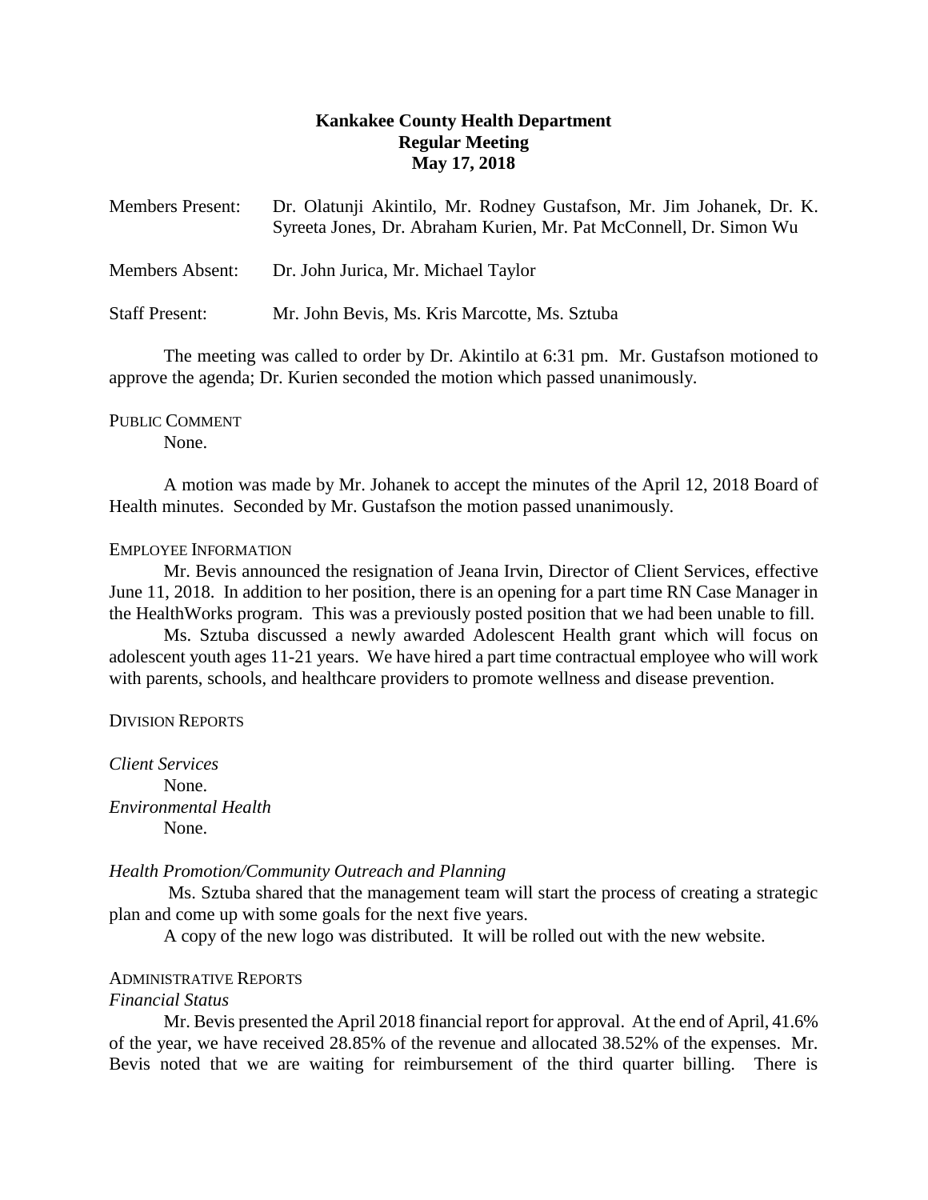**Kankakee County Health Department**
**Regular Meeting**
**May 17, 2018**

Members Present: Dr. Olatunji Akintilo, Mr. Rodney Gustafson, Mr. Jim Johanek, Dr. K. Syreeta Jones, Dr. Abraham Kurien, Mr. Pat McConnell, Dr. Simon Wu

Members Absent: Dr. John Jurica, Mr. Michael Taylor

Staff Present: Mr. John Bevis, Ms. Kris Marcotte, Ms. Sztuba

The meeting was called to order by Dr. Akintilo at 6:31 pm. Mr. Gustafson motioned to approve the agenda; Dr. Kurien seconded the motion which passed unanimously.

PUBLIC COMMENT

None.

A motion was made by Mr. Johanek to accept the minutes of the April 12, 2018 Board of Health minutes. Seconded by Mr. Gustafson the motion passed unanimously.

EMPLOYEE INFORMATION

Mr. Bevis announced the resignation of Jeana Irvin, Director of Client Services, effective June 11, 2018. In addition to her position, there is an opening for a part time RN Case Manager in the HealthWorks program. This was a previously posted position that we had been unable to fill.

Ms. Sztuba discussed a newly awarded Adolescent Health grant which will focus on adolescent youth ages 11-21 years. We have hired a part time contractual employee who will work with parents, schools, and healthcare providers to promote wellness and disease prevention.

DIVISION REPORTS

*Client Services*

None.

*Environmental Health*

None.

*Health Promotion/Community Outreach and Planning*

Ms. Sztuba shared that the management team will start the process of creating a strategic plan and come up with some goals for the next five years.

A copy of the new logo was distributed. It will be rolled out with the new website.

ADMINISTRATIVE REPORTS

*Financial Status*

Mr. Bevis presented the April 2018 financial report for approval. At the end of April, 41.6% of the year, we have received 28.85% of the revenue and allocated 38.52% of the expenses. Mr. Bevis noted that we are waiting for reimbursement of the third quarter billing. There is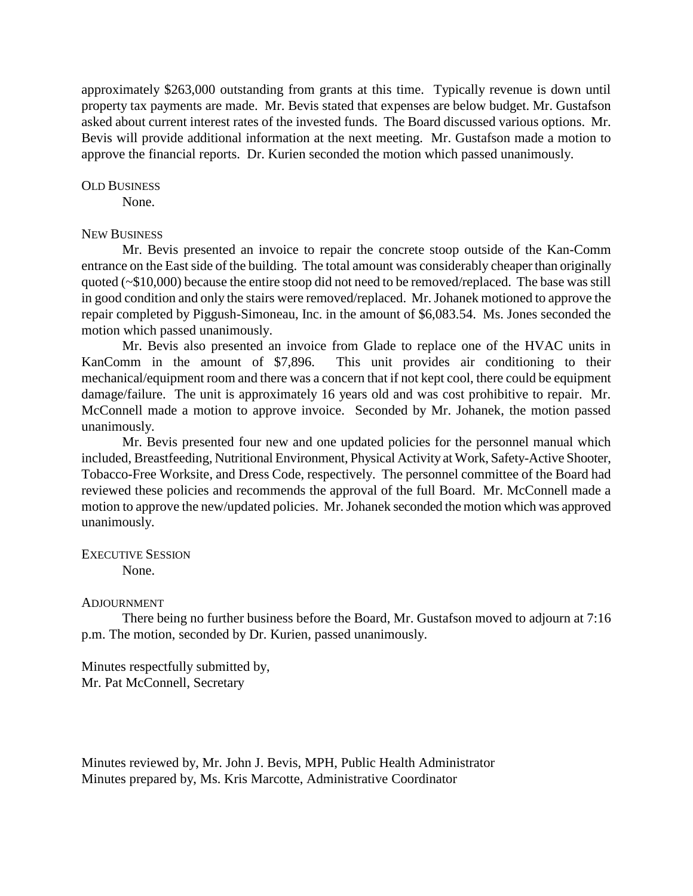approximately $263,000 outstanding from grants at this time. Typically revenue is down until property tax payments are made. Mr. Bevis stated that expenses are below budget. Mr. Gustafson asked about current interest rates of the invested funds. The Board discussed various options. Mr. Bevis will provide additional information at the next meeting. Mr. Gustafson made a motion to approve the financial reports. Dr. Kurien seconded the motion which passed unanimously.

OLD BUSINESS

None.

NEW BUSINESS

Mr. Bevis presented an invoice to repair the concrete stoop outside of the Kan-Comm entrance on the East side of the building. The total amount was considerably cheaper than originally quoted (~$10,000) because the entire stoop did not need to be removed/replaced. The base was still in good condition and only the stairs were removed/replaced. Mr. Johanek motioned to approve the repair completed by Piggush-Simoneau, Inc. in the amount of $6,083.54. Ms. Jones seconded the motion which passed unanimously.

Mr. Bevis also presented an invoice from Glade to replace one of the HVAC units in KanComm in the amount of $7,896. This unit provides air conditioning to their mechanical/equipment room and there was a concern that if not kept cool, there could be equipment damage/failure. The unit is approximately 16 years old and was cost prohibitive to repair. Mr. McConnell made a motion to approve invoice. Seconded by Mr. Johanek, the motion passed unanimously.

Mr. Bevis presented four new and one updated policies for the personnel manual which included, Breastfeeding, Nutritional Environment, Physical Activity at Work, Safety-Active Shooter, Tobacco-Free Worksite, and Dress Code, respectively. The personnel committee of the Board had reviewed these policies and recommends the approval of the full Board. Mr. McConnell made a motion to approve the new/updated policies. Mr. Johanek seconded the motion which was approved unanimously.

EXECUTIVE SESSION

None.

ADJOURNMENT

There being no further business before the Board, Mr. Gustafson moved to adjourn at 7:16 p.m. The motion, seconded by Dr. Kurien, passed unanimously.

Minutes respectfully submitted by,
Mr. Pat McConnell, Secretary

Minutes reviewed by, Mr. John J. Bevis, MPH, Public Health Administrator
Minutes prepared by, Ms. Kris Marcotte, Administrative Coordinator